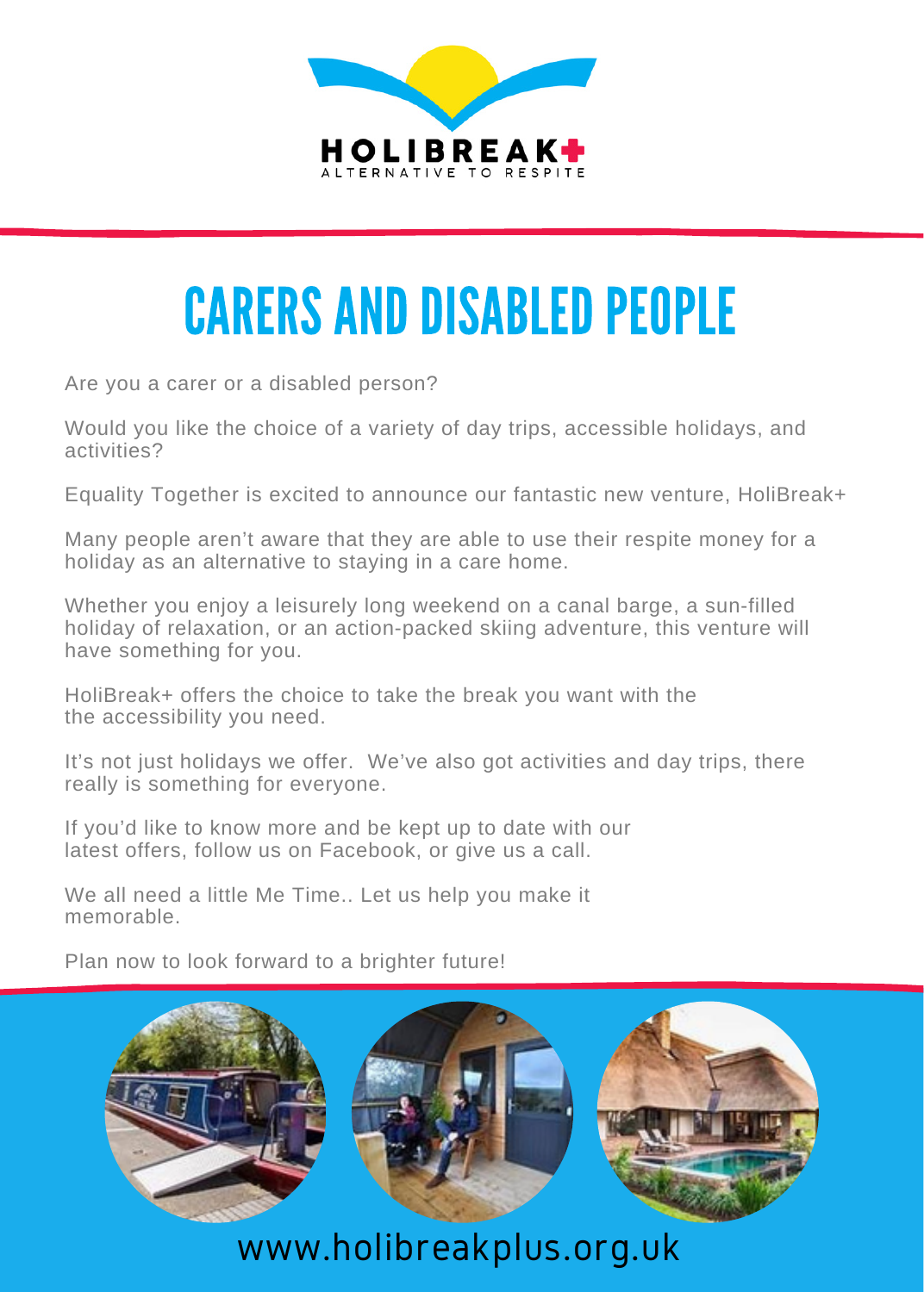HOLIBREAK+

ALTERNATIVE TO RESPITE

# CARERS AND DISABLED PEOPLE

Are you a carer or a disabled person?

Would you like the choice of a variety of day trips, accessible holidays, and activities?

Equality Together is excited to announce our fantastic new venture, HoliBreak+

Many people aren't aware that they are able to use their respite money for a holiday as an alternative to staying in a care home.

Whether you enjoy a leisurely long weekend on a canal barge, a sun-filled holiday of relaxation, or an action-packed skiing adventure, this venture will have something for you.

HoliBreak+ offers the choice to take the break you want with the the accessibility you need.

It's not just holidays we offer. We've also got activities and day trips, there really is something for everyone.

If you'd like to know more and be kept up to date with our latest offers, follow us on Facebook, or give us a call.

We all need a little Me Time.. Let us help you make it memorable.

Plan now to look forward to a brighter future!

www.holibreakplus.org.uk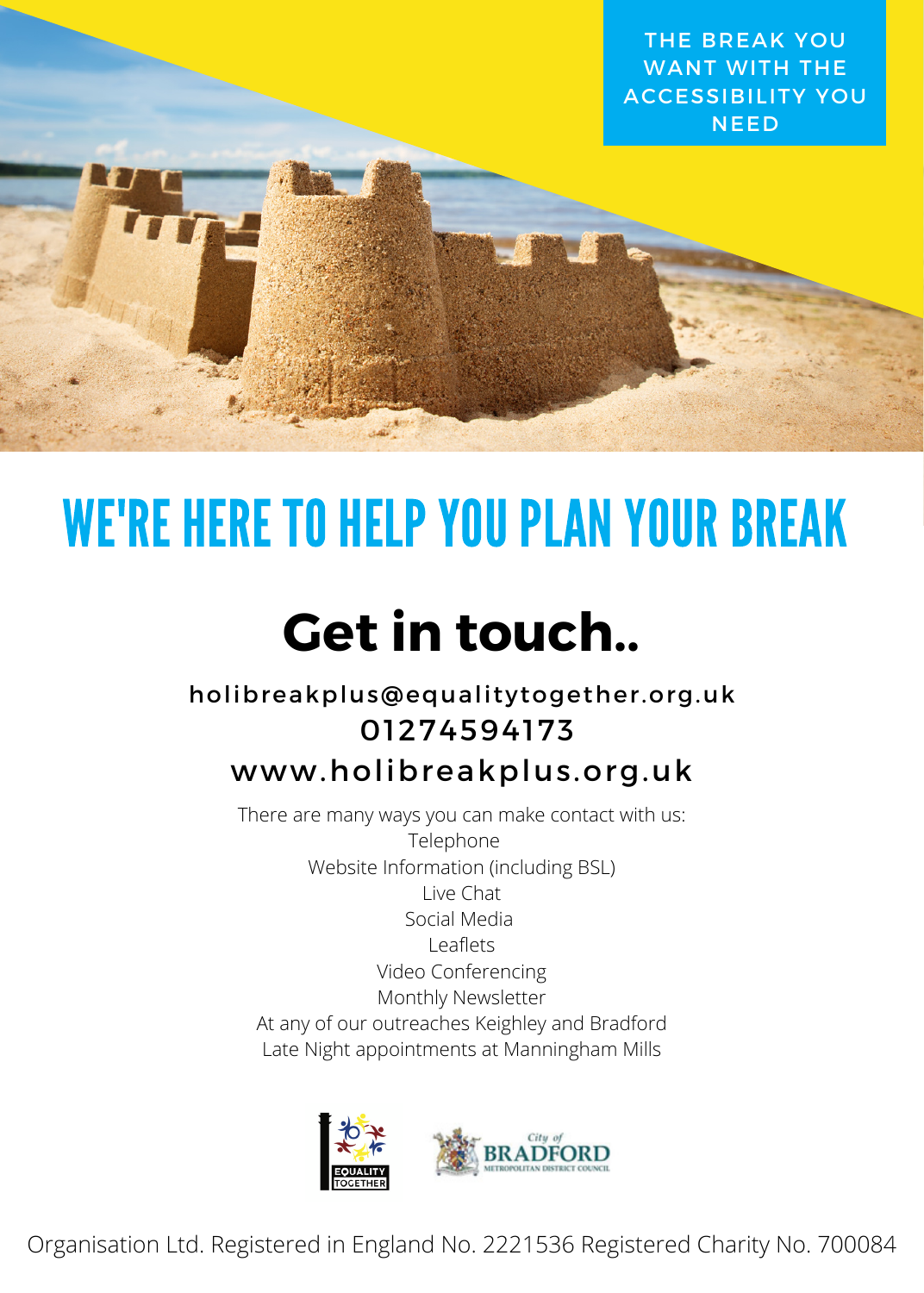THE BREAK YOU WANT WITH THE ACCESSIBILITY YOU NEED

# WE'RE HERE TO HELP YOU PLAN YOUR BREAK

## Get in touch..

holibreakplus@equalitytogether.org.uk
01274594173
www.holibreakplus.org.uk

There are many ways you can make contact with us:
Telephone
Website Information (including BSL)
Live Chat
Social Media
Leaflets
Video Conferencing
Monthly Newsletter
At any of our outreaches Keighley and Bradford
Late Night appointments at Manningham Mills

EQUALITY TOGETHER

City of BRADFORD METROPOLITAN DISTRICT COUNCIL

Organisation Ltd. Registered in England No. 2221536 Registered Charity No. 700084